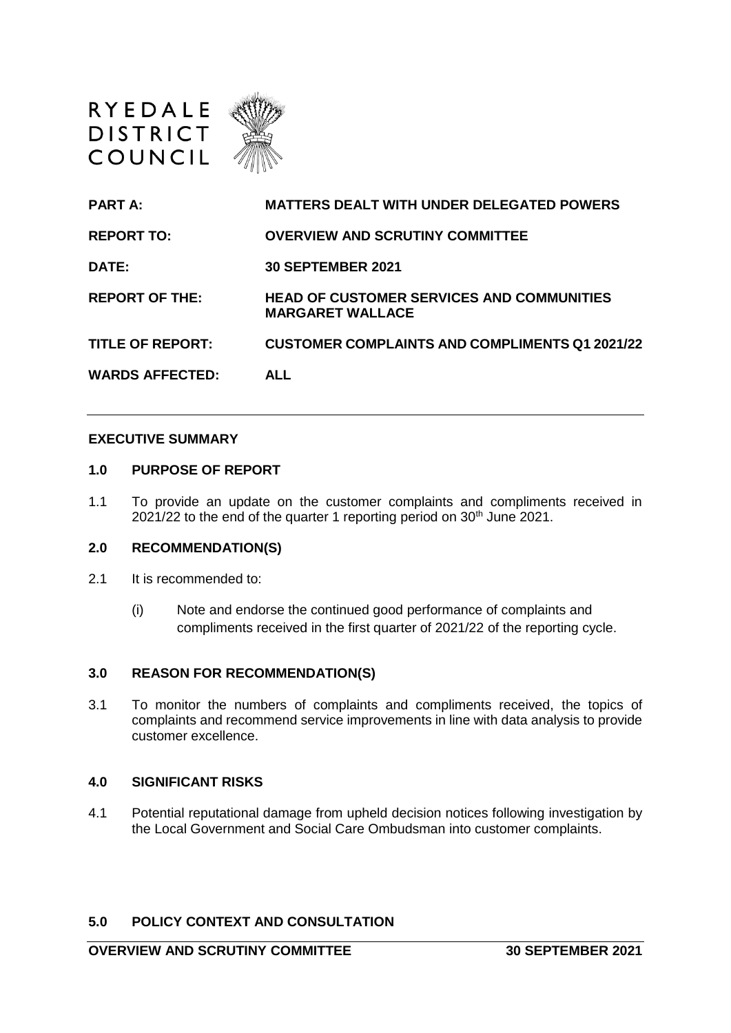RYEDALE DISTRICT COUNCIL

| | |
|---|---|
| **PART A:** | **MATTERS DEALT WITH UNDER DELEGATED POWERS** |
| **REPORT TO:** | **OVERVIEW AND SCRUTINY COMMITTEE** |
| **DATE:** | **30 SEPTEMBER 2021** |
| **REPORT OF THE:** | **HEAD OF CUSTOMER SERVICES AND COMMUNITIES MARGARET WALLACE** |
| **TITLE OF REPORT:** | **CUSTOMER COMPLAINTS AND COMPLIMENTS Q1 2021/22** |
| **WARDS AFFECTED:** | **ALL** |

---

## EXECUTIVE SUMMARY

### 1.0 PURPOSE OF REPORT

1.1 To provide an update on the customer complaints and compliments received in 2021/22 to the end of the quarter 1 reporting period on 30th June 2021.

### 2.0 RECOMMENDATION(S)

2.1 It is recommended to:

(i) Note and endorse the continued good performance of complaints and compliments received in the first quarter of 2021/22 of the reporting cycle.

### 3.0 REASON FOR RECOMMENDATION(S)

3.1 To monitor the numbers of complaints and compliments received, the topics of complaints and recommend service improvements in line with data analysis to provide customer excellence.

### 4.0 SIGNIFICANT RISKS

4.1 Potential reputational damage from upheld decision notices following investigation by the Local Government and Social Care Ombudsman into customer complaints.

### 5.0 POLICY CONTEXT AND CONSULTATION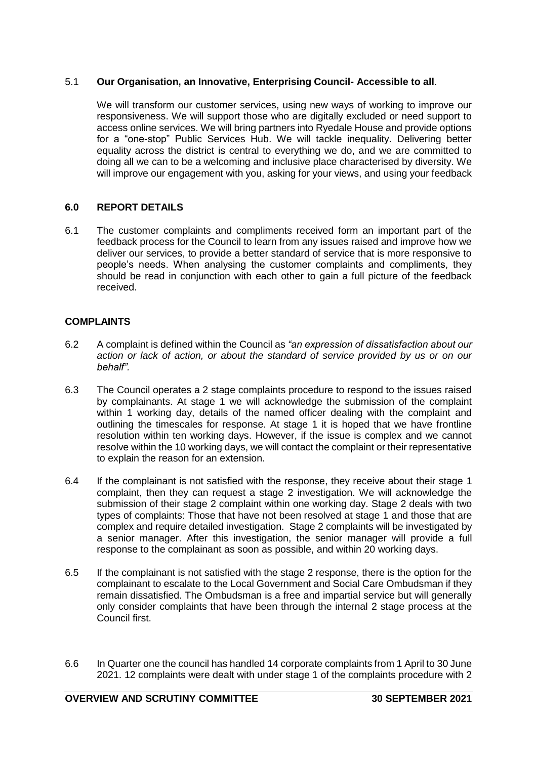5.1 **Our Organisation, an Innovative, Enterprising Council- Accessible to all**.

We will transform our customer services, using new ways of working to improve our responsiveness. We will support those who are digitally excluded or need support to access online services. We will bring partners into Ryedale House and provide options for a "one-stop" Public Services Hub. We will tackle inequality. Delivering better equality across the district is central to everything we do, and we are committed to doing all we can to be a welcoming and inclusive place characterised by diversity. We will improve our engagement with you, asking for your views, and using your feedback

## 6.0 REPORT DETAILS

6.1 The customer complaints and compliments received form an important part of the feedback process for the Council to learn from any issues raised and improve how we deliver our services, to provide a better standard of service that is more responsive to people's needs. When analysing the customer complaints and compliments, they should be read in conjunction with each other to gain a full picture of the feedback received.

### COMPLAINTS

6.2 A complaint is defined within the Council as *"an expression of dissatisfaction about our action or lack of action, or about the standard of service provided by us or on our behalf".*

6.3 The Council operates a 2 stage complaints procedure to respond to the issues raised by complainants. At stage 1 we will acknowledge the submission of the complaint within 1 working day, details of the named officer dealing with the complaint and outlining the timescales for response. At stage 1 it is hoped that we have frontline resolution within ten working days. However, if the issue is complex and we cannot resolve within the 10 working days, we will contact the complaint or their representative to explain the reason for an extension.

6.4 If the complainant is not satisfied with the response, they receive about their stage 1 complaint, then they can request a stage 2 investigation. We will acknowledge the submission of their stage 2 complaint within one working day. Stage 2 deals with two types of complaints: Those that have not been resolved at stage 1 and those that are complex and require detailed investigation. Stage 2 complaints will be investigated by a senior manager. After this investigation, the senior manager will provide a full response to the complainant as soon as possible, and within 20 working days.

6.5 If the complainant is not satisfied with the stage 2 response, there is the option for the complainant to escalate to the Local Government and Social Care Ombudsman if they remain dissatisfied. The Ombudsman is a free and impartial service but will generally only consider complaints that have been through the internal 2 stage process at the Council first.

6.6 In Quarter one the council has handled 14 corporate complaints from 1 April to 30 June 2021. 12 complaints were dealt with under stage 1 of the complaints procedure with 2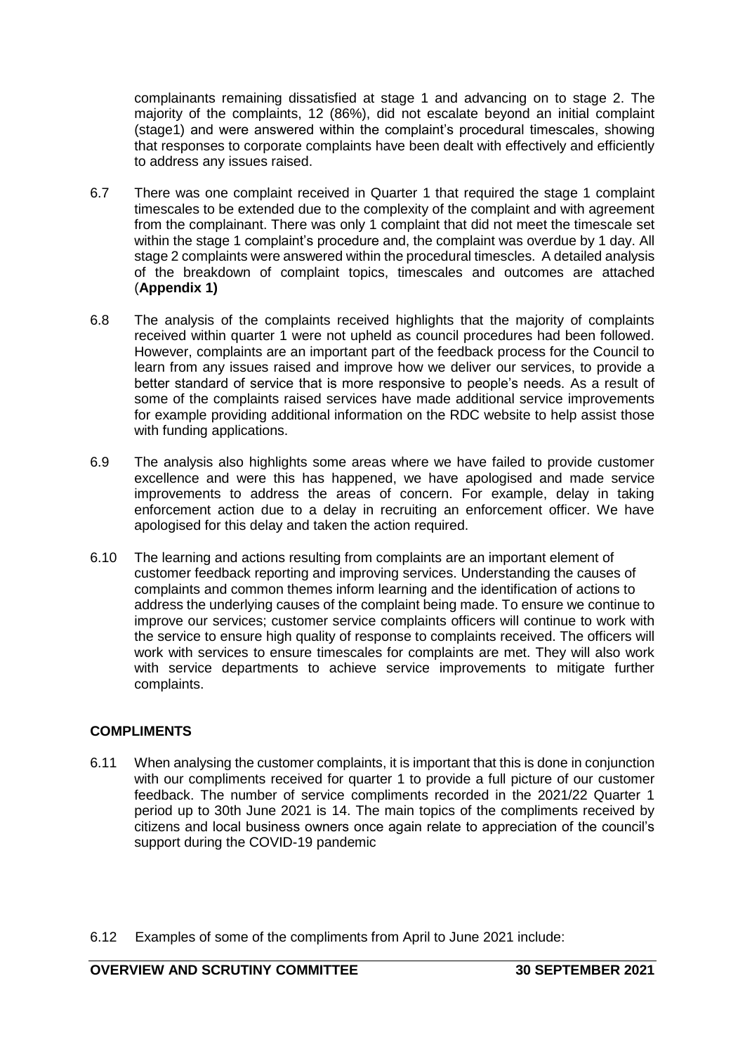complainants remaining dissatisfied at stage 1 and advancing on to stage 2. The majority of the complaints, 12 (86%), did not escalate beyond an initial complaint (stage1) and were answered within the complaint's procedural timescales, showing that responses to corporate complaints have been dealt with effectively and efficiently to address any issues raised.

6.7 There was one complaint received in Quarter 1 that required the stage 1 complaint timescales to be extended due to the complexity of the complaint and with agreement from the complainant. There was only 1 complaint that did not meet the timescale set within the stage 1 complaint's procedure and, the complaint was overdue by 1 day. All stage 2 complaints were answered within the procedural timescles. A detailed analysis of the breakdown of complaint topics, timescales and outcomes are attached (**Appendix 1)**

6.8 The analysis of the complaints received highlights that the majority of complaints received within quarter 1 were not upheld as council procedures had been followed. However, complaints are an important part of the feedback process for the Council to learn from any issues raised and improve how we deliver our services, to provide a better standard of service that is more responsive to people's needs. As a result of some of the complaints raised services have made additional service improvements for example providing additional information on the RDC website to help assist those with funding applications.

6.9 The analysis also highlights some areas where we have failed to provide customer excellence and were this has happened, we have apologised and made service improvements to address the areas of concern. For example, delay in taking enforcement action due to a delay in recruiting an enforcement officer. We have apologised for this delay and taken the action required.

6.10 The learning and actions resulting from complaints are an important element of customer feedback reporting and improving services. Understanding the causes of complaints and common themes inform learning and the identification of actions to address the underlying causes of the complaint being made. To ensure we continue to improve our services; customer service complaints officers will continue to work with the service to ensure high quality of response to complaints received. The officers will work with services to ensure timescales for complaints are met. They will also work with service departments to achieve service improvements to mitigate further complaints.

**COMPLIMENTS**

6.11 When analysing the customer complaints, it is important that this is done in conjunction with our compliments received for quarter 1 to provide a full picture of our customer feedback. The number of service compliments recorded in the 2021/22 Quarter 1 period up to 30th June 2021 is 14. The main topics of the compliments received by citizens and local business owners once again relate to appreciation of the council's support during the COVID-19 pandemic

6.12 Examples of some of the compliments from April to June 2021 include: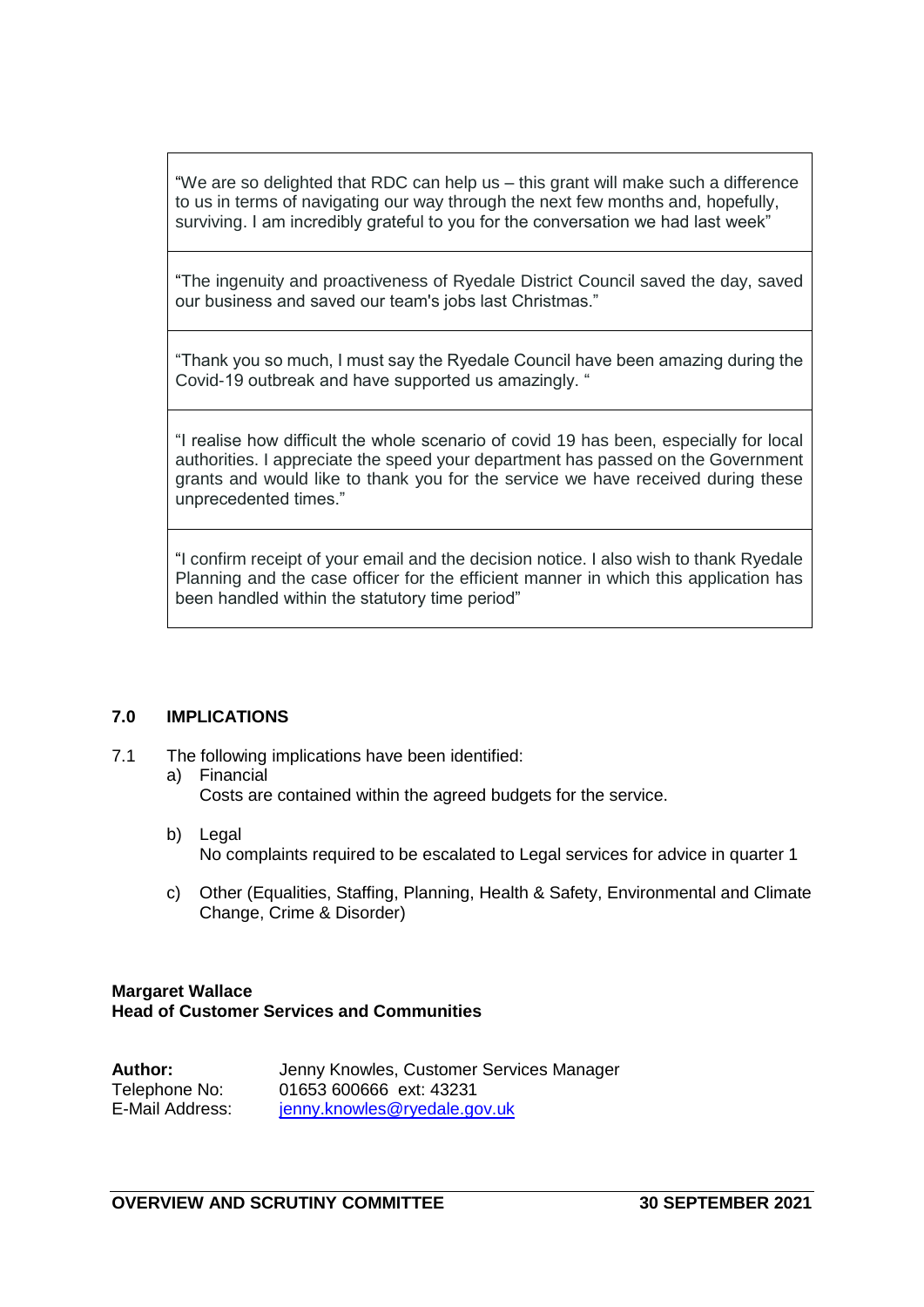| "We are so delighted that RDC can help us – this grant will make such a difference to us in terms of navigating our way through the next few months and, hopefully, surviving. I am incredibly grateful to you for the conversation we had last week" |
|---|
| "The ingenuity and proactiveness of Ryedale District Council saved the day, saved our business and saved our team's jobs last Christmas." |
| "Thank you so much, I must say the Ryedale Council have been amazing during the Covid-19 outbreak and have supported us amazingly. " |
| "I realise how difficult the whole scenario of covid 19 has been, especially for local authorities. I appreciate the speed your department has passed on the Government grants and would like to thank you for the service we have received during these unprecedented times." |
| "I confirm receipt of your email and the decision notice. I also wish to thank Ryedale Planning and the case officer for the efficient manner in which this application has been handled within the statutory time period" |

## 7.0 IMPLICATIONS

7.1 The following implications have been identified:

a) Financial
   Costs are contained within the agreed budgets for the service.

b) Legal
   No complaints required to be escalated to Legal services for advice in quarter 1

c) Other (Equalities, Staffing, Planning, Health & Safety, Environmental and Climate Change, Crime & Disorder)

**Margaret Wallace**
**Head of Customer Services and Communities**

**Author:** Jenny Knowles, Customer Services Manager
Telephone No: 01653 600666 ext: 43231
E-Mail Address: jenny.knowles@ryedale.gov.uk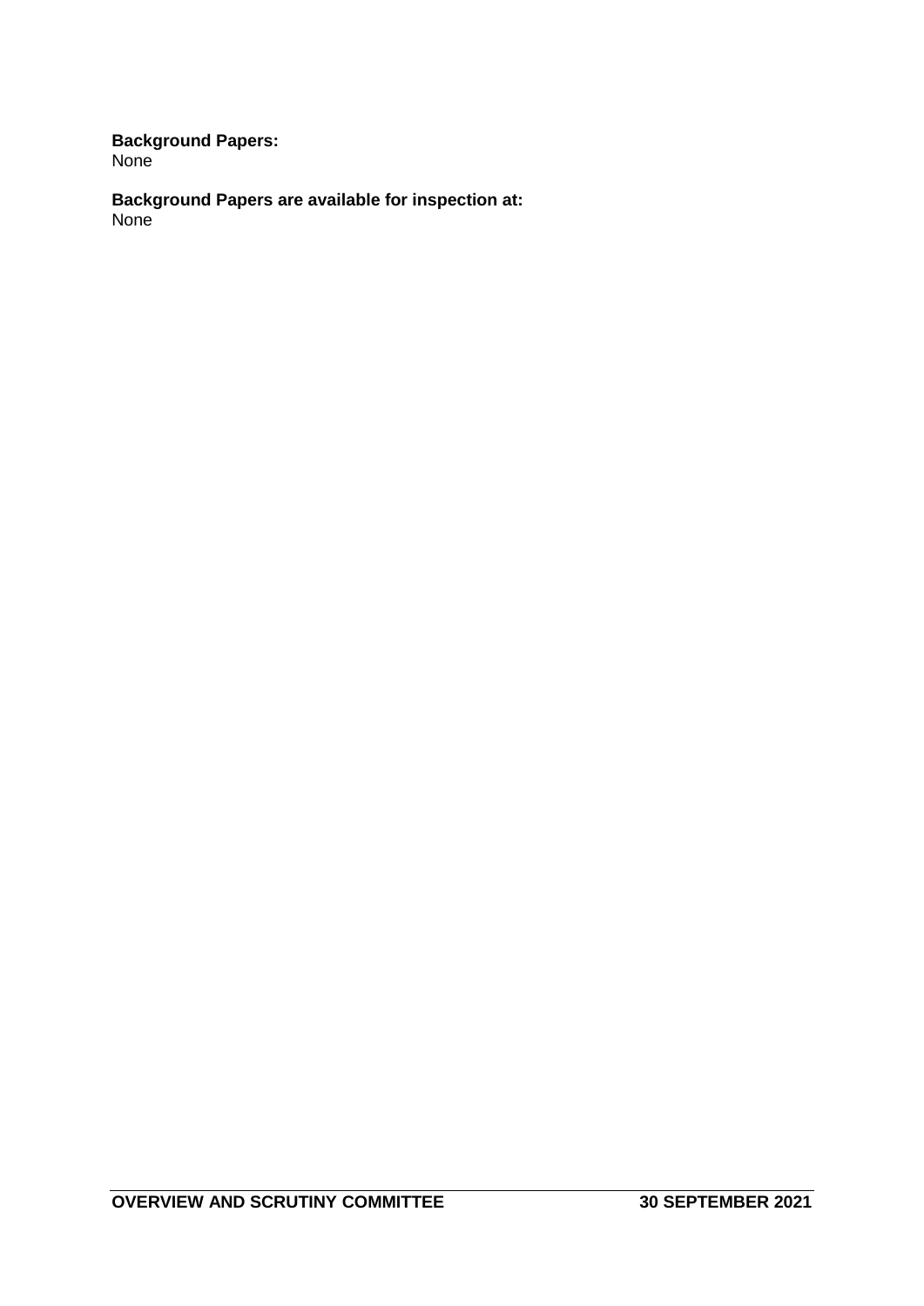**Background Papers:**
None

**Background Papers are available for inspection at:**
None